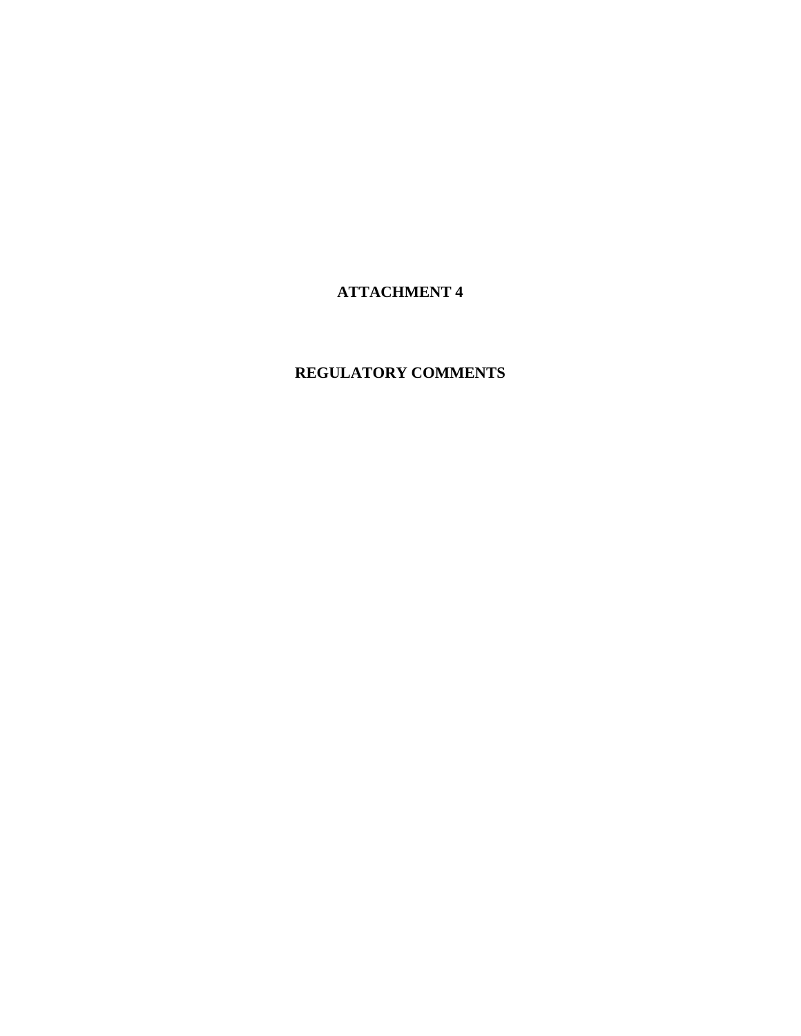# ATTACHMENT 4

# REGULATORY COMMENTS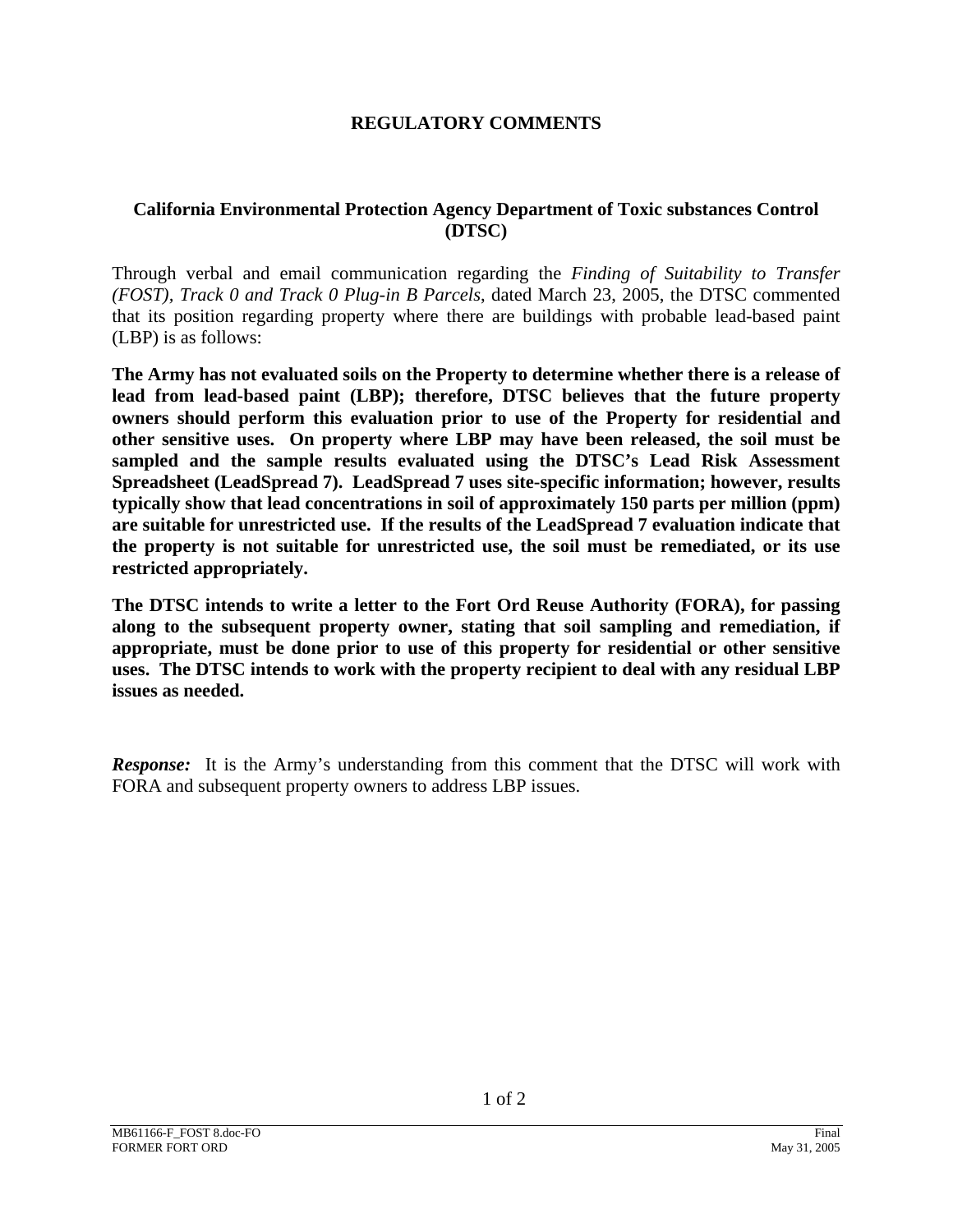# REGULATORY COMMENTS

## California Environmental Protection Agency Department of Toxic substances Control (DTSC)

Through verbal and email communication regarding the *Finding of Suitability to Transfer (FOST), Track 0 and Track 0 Plug-in B Parcels*, dated March 23, 2005, the DTSC commented that its position regarding property where there are buildings with probable lead-based paint (LBP) is as follows:

**The Army has not evaluated soils on the Property to determine whether there is a release of lead from lead-based paint (LBP); therefore, DTSC believes that the future property owners should perform this evaluation prior to use of the Property for residential and other sensitive uses. On property where LBP may have been released, the soil must be sampled and the sample results evaluated using the DTSC's Lead Risk Assessment Spreadsheet (LeadSpread 7). LeadSpread 7 uses site-specific information; however, results typically show that lead concentrations in soil of approximately 150 parts per million (ppm) are suitable for unrestricted use. If the results of the LeadSpread 7 evaluation indicate that the property is not suitable for unrestricted use, the soil must be remediated, or its use restricted appropriately.**

**The DTSC intends to write a letter to the Fort Ord Reuse Authority (FORA), for passing along to the subsequent property owner, stating that soil sampling and remediation, if appropriate, must be done prior to use of this property for residential or other sensitive uses. The DTSC intends to work with the property recipient to deal with any residual LBP issues as needed.**

***Response:*** It is the Army's understanding from this comment that the DTSC will work with FORA and subsequent property owners to address LBP issues.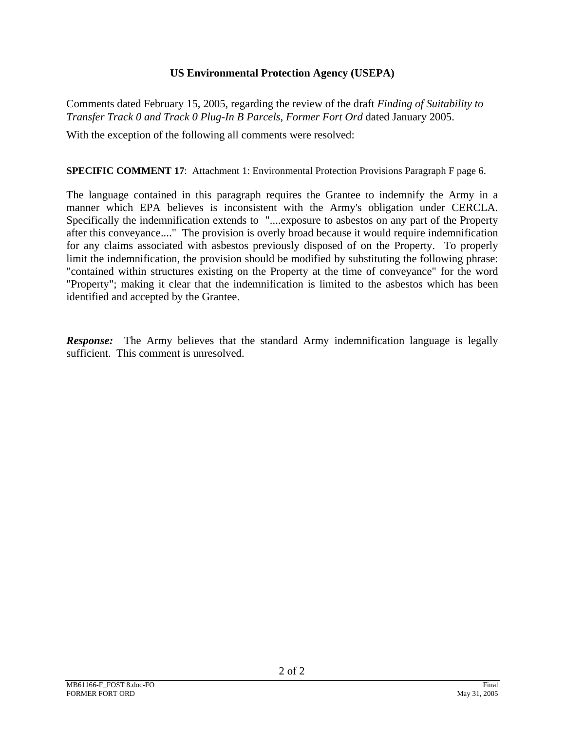## US Environmental Protection Agency (USEPA)

Comments dated February 15, 2005, regarding the review of the draft *Finding of Suitability to Transfer Track 0 and Track 0 Plug-In B Parcels, Former Fort Ord* dated January 2005.

With the exception of the following all comments were resolved:

**SPECIFIC COMMENT 17**: Attachment 1: Environmental Protection Provisions Paragraph F page 6.

The language contained in this paragraph requires the Grantee to indemnify the Army in a manner which EPA believes is inconsistent with the Army's obligation under CERCLA. Specifically the indemnification extends to "....exposure to asbestos on any part of the Property after this conveyance...." The provision is overly broad because it would require indemnification for any claims associated with asbestos previously disposed of on the Property. To properly limit the indemnification, the provision should be modified by substituting the following phrase: "contained within structures existing on the Property at the time of conveyance" for the word "Property"; making it clear that the indemnification is limited to the asbestos which has been identified and accepted by the Grantee.

***Response:*** The Army believes that the standard Army indemnification language is legally sufficient. This comment is unresolved.